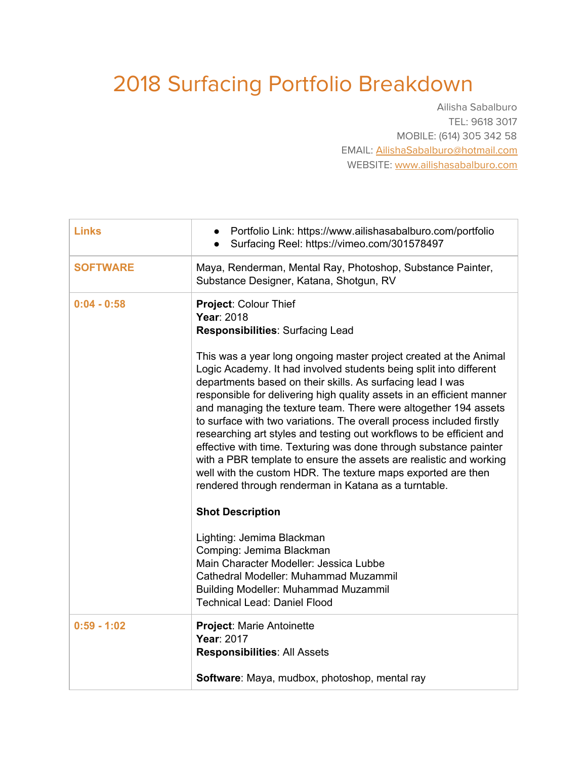# 2018 Surfacing Portfolio Breakdown

Ailisha Sabalburo
TEL: 9618 3017
MOBILE: (614) 305 342 58
EMAIL: AilishaSabalburo@hotmail.com
WEBSITE: www.ailishasabalburo.com

| | |
|---|---|
| **Links** | • Portfolio Link: https://www.ailishasabalburo.com/portfolio<br>• Surfacing Reel: https://vimeo.com/301578497 |
| **SOFTWARE** | Maya, Renderman, Mental Ray, Photoshop, Substance Painter, Substance Designer, Katana, Shotgun, RV |
| **0:04 - 0:58** | **Project**: Colour Thief<br>**Year**: 2018<br>**Responsibilities**: Surfacing Lead<br><br>This was a year long ongoing master project created at the Animal Logic Academy. It had involved students being split into different departments based on their skills. As surfacing lead I was responsible for delivering high quality assets in an efficient manner and managing the texture team. There were altogether 194 assets to surface with two variations. The overall process included firstly researching art styles and testing out workflows to be efficient and effective with time. Texturing was done through substance painter with a PBR template to ensure the assets are realistic and working well with the custom HDR. The texture maps exported are then rendered through renderman in Katana as a turntable.<br><br>**Shot Description**<br><br>Lighting: Jemima Blackman<br>Comping: Jemima Blackman<br>Main Character Modeller: Jessica Lubbe<br>Cathedral Modeller: Muhammad Muzammil<br>Building Modeller: Muhammad Muzammil<br>Technical Lead: Daniel Flood |
| **0:59 - 1:02** | **Project**: Marie Antoinette<br>**Year**: 2017<br>**Responsibilities**: All Assets<br><br>**Software**: Maya, mudbox, photoshop, mental ray |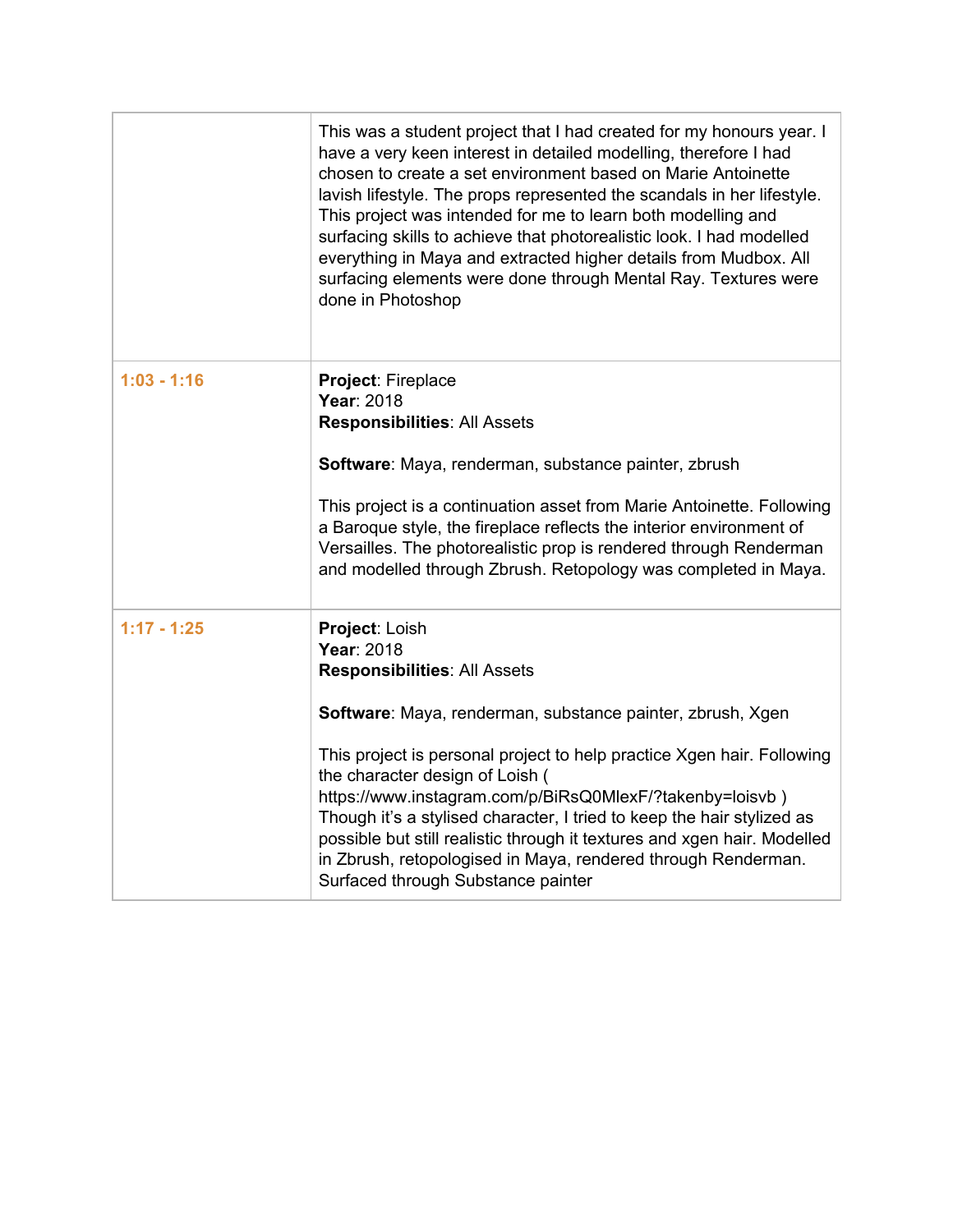| | |
|---|---|
| | This was a student project that I had created for my honours year. I have a very keen interest in detailed modelling, therefore I had chosen to create a set environment based on Marie Antoinette lavish lifestyle. The props represented the scandals in her lifestyle. This project was intended for me to learn both modelling and surfacing skills to achieve that photorealistic look. I had modelled everything in Maya and extracted higher details from Mudbox. All surfacing elements were done through Mental Ray. Textures were done in Photoshop |
| **1:03 - 1:16** | **Project**: Fireplace<br>**Year**: 2018<br>**Responsibilities**: All Assets<br><br>**Software**: Maya, renderman, substance painter, zbrush<br><br>This project is a continuation asset from Marie Antoinette. Following a Baroque style, the fireplace reflects the interior environment of Versailles. The photorealistic prop is rendered through Renderman and modelled through Zbrush. Retopology was completed in Maya. |
| **1:17 - 1:25** | **Project**: Loish<br>**Year**: 2018<br>**Responsibilities**: All Assets<br><br>**Software**: Maya, renderman, substance painter, zbrush, Xgen<br><br>This project is personal project to help practice Xgen hair. Following the character design of Loish ( https://www.instagram.com/p/BiRsQ0MlexF/?takenby=loisvb ) Though it's a stylised character, I tried to keep the hair stylized as possible but still realistic through it textures and xgen hair. Modelled in Zbrush, retopologised in Maya, rendered through Renderman. Surfaced through Substance painter |